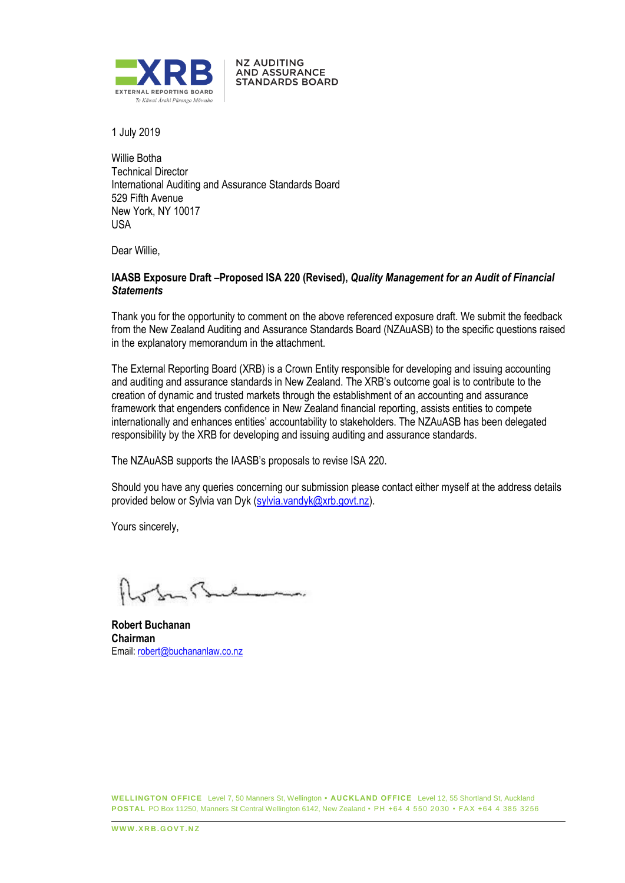XRB
EXTERNAL REPORTING BOARD
Te Kāwai Ārahi Pūrongo Mōwaho

NZ AUDITING AND ASSURANCE STANDARDS BOARD

1 July 2019

Willie Botha
Technical Director
International Auditing and Assurance Standards Board
529 Fifth Avenue
New York, NY 10017
USA

Dear Willie,

**IAASB Exposure Draft –Proposed ISA 220 (Revised), *Quality Management for an Audit of Financial Statements***

Thank you for the opportunity to comment on the above referenced exposure draft. We submit the feedback from the New Zealand Auditing and Assurance Standards Board (NZAuASB) to the specific questions raised in the explanatory memorandum in the attachment.

The External Reporting Board (XRB) is a Crown Entity responsible for developing and issuing accounting and auditing and assurance standards in New Zealand. The XRB's outcome goal is to contribute to the creation of dynamic and trusted markets through the establishment of an accounting and assurance framework that engenders confidence in New Zealand financial reporting, assists entities to compete internationally and enhances entities' accountability to stakeholders. The NZAuASB has been delegated responsibility by the XRB for developing and issuing auditing and assurance standards.

The NZAuASB supports the IAASB's proposals to revise ISA 220.

Should you have any queries concerning our submission please contact either myself at the address details provided below or Sylvia van Dyk (sylvia.vandyk@xrb.govt.nz).

Yours sincerely,

**Robert Buchanan**
**Chairman**
Email: robert@buchananlaw.co.nz

**WELLINGTON OFFICE** Level 7, 50 Manners St, Wellington • **AUCKLAND OFFICE** Level 12, 55 Shortland St, Auckland
**POSTAL** PO Box 11250, Manners St Central Wellington 6142, New Zealand • PH +64 4 550 2030 • FAX +64 4 385 3256

**WWW.XRB.GOVT.NZ**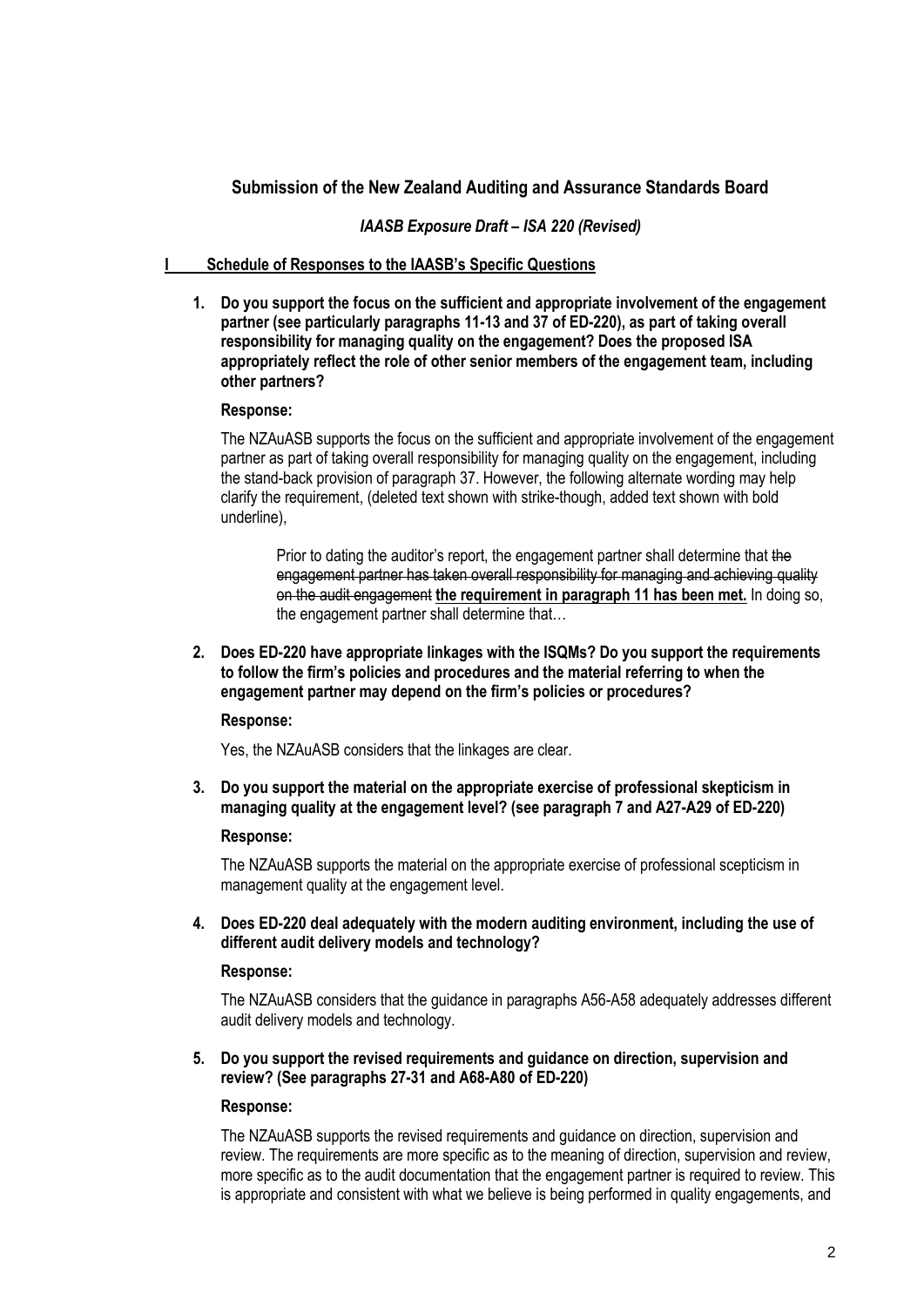## Submission of the New Zealand Auditing and Assurance Standards Board

### *IAASB Exposure Draft – ISA 220 (Revised)*

### I Schedule of Responses to the IAASB's Specific Questions

1. **Do you support the focus on the sufficient and appropriate involvement of the engagement partner (see particularly paragraphs 11-13 and 37 of ED-220), as part of taking overall responsibility for managing quality on the engagement? Does the proposed ISA appropriately reflect the role of other senior members of the engagement team, including other partners?**

   **Response:**

   The NZAuASB supports the focus on the sufficient and appropriate involvement of the engagement partner as part of taking overall responsibility for managing quality on the engagement, including the stand-back provision of paragraph 37. However, the following alternate wording may help clarify the requirement, (deleted text shown with strike-though, added text shown with bold underline),

   > Prior to dating the auditor's report, the engagement partner shall determine that ~~the engagement partner has taken overall responsibility for managing and achieving quality on the audit engagement~~ **<u>the requirement in paragraph 11 has been met.</u>** In doing so, the engagement partner shall determine that…

2. **Does ED-220 have appropriate linkages with the ISQMs? Do you support the requirements to follow the firm's policies and procedures and the material referring to when the engagement partner may depend on the firm's policies or procedures?**

   **Response:**

   Yes, the NZAuASB considers that the linkages are clear.

3. **Do you support the material on the appropriate exercise of professional skepticism in managing quality at the engagement level? (see paragraph 7 and A27-A29 of ED-220)**

   **Response:**

   The NZAuASB supports the material on the appropriate exercise of professional scepticism in management quality at the engagement level.

4. **Does ED-220 deal adequately with the modern auditing environment, including the use of different audit delivery models and technology?**

   **Response:**

   The NZAuASB considers that the guidance in paragraphs A56-A58 adequately addresses different audit delivery models and technology.

5. **Do you support the revised requirements and guidance on direction, supervision and review? (See paragraphs 27-31 and A68-A80 of ED-220)**

   **Response:**

   The NZAuASB supports the revised requirements and guidance on direction, supervision and review. The requirements are more specific as to the meaning of direction, supervision and review, more specific as to the audit documentation that the engagement partner is required to review. This is appropriate and consistent with what we believe is being performed in quality engagements, and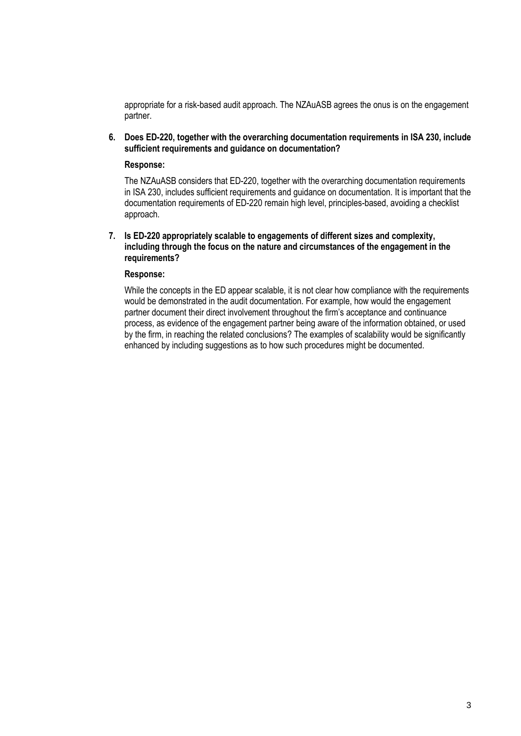appropriate for a risk-based audit approach. The NZAuASB agrees the onus is on the engagement partner.

**6. Does ED-220, together with the overarching documentation requirements in ISA 230, include sufficient requirements and guidance on documentation?**

**Response:**

The NZAuASB considers that ED-220, together with the overarching documentation requirements in ISA 230, includes sufficient requirements and guidance on documentation. It is important that the documentation requirements of ED-220 remain high level, principles-based, avoiding a checklist approach.

**7. Is ED-220 appropriately scalable to engagements of different sizes and complexity, including through the focus on the nature and circumstances of the engagement in the requirements?**

**Response:**

While the concepts in the ED appear scalable, it is not clear how compliance with the requirements would be demonstrated in the audit documentation. For example, how would the engagement partner document their direct involvement throughout the firm's acceptance and continuance process, as evidence of the engagement partner being aware of the information obtained, or used by the firm, in reaching the related conclusions? The examples of scalability would be significantly enhanced by including suggestions as to how such procedures might be documented.